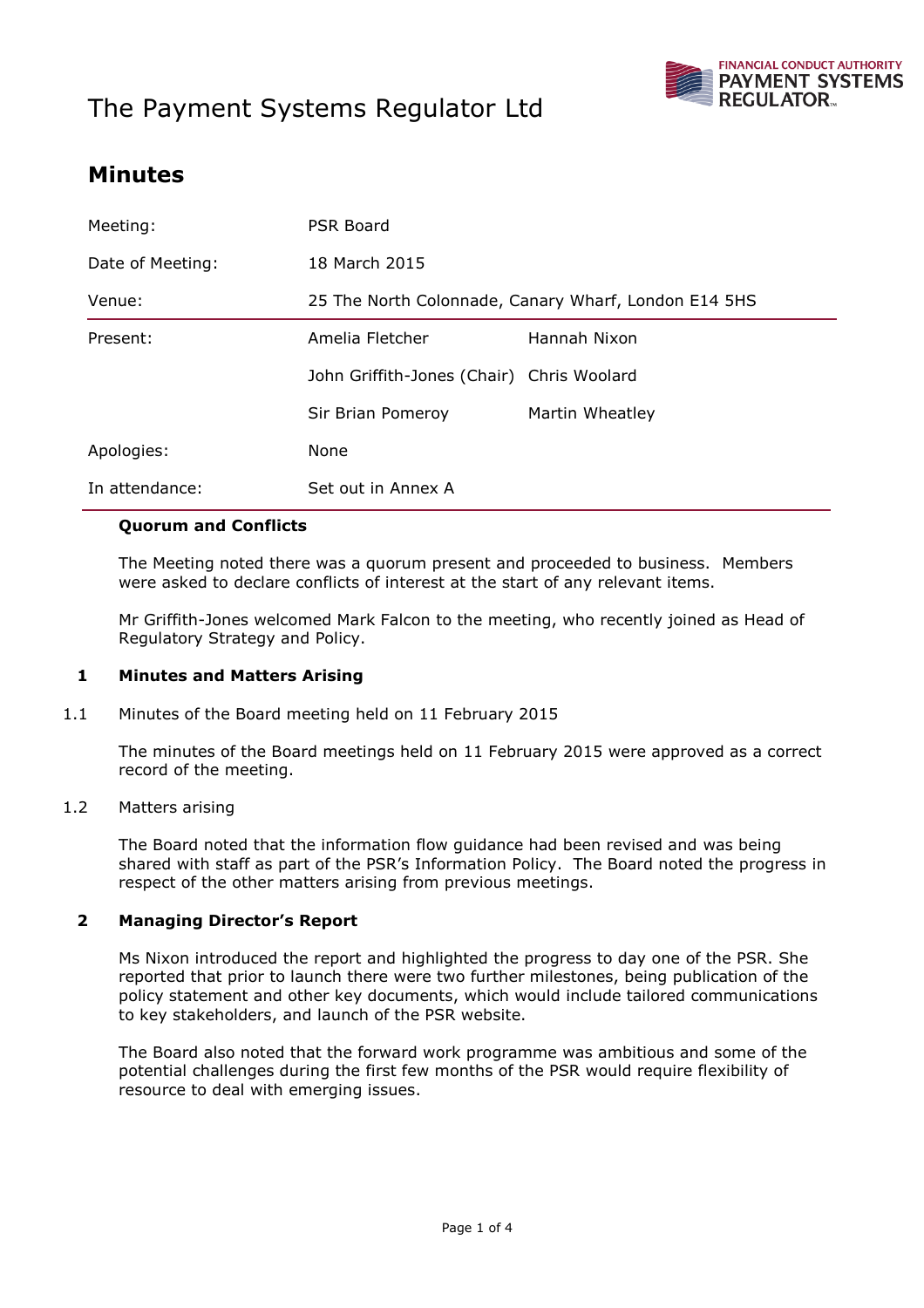# The Payment Systems Regulator Ltd

## Minutes

| | | |
|---|---|---|
| Meeting: | PSR Board | |
| Date of Meeting: | 18 March 2015 | |
| Venue: | 25 The North Colonnade, Canary Wharf, London E14 5HS | |
| Present: | Amelia Fletcher | Hannah Nixon |
| | John Griffith-Jones (Chair) | Chris Woolard |
| | Sir Brian Pomeroy | Martin Wheatley |
| Apologies: | None | |
| In attendance: | Set out in Annex A | |

### Quorum and Conflicts

The Meeting noted there was a quorum present and proceeded to business. Members were asked to declare conflicts of interest at the start of any relevant items.

Mr Griffith-Jones welcomed Mark Falcon to the meeting, who recently joined as Head of Regulatory Strategy and Policy.

### 1 Minutes and Matters Arising

1.1 Minutes of the Board meeting held on 11 February 2015

The minutes of the Board meetings held on 11 February 2015 were approved as a correct record of the meeting.

1.2 Matters arising

The Board noted that the information flow guidance had been revised and was being shared with staff as part of the PSR's Information Policy. The Board noted the progress in respect of the other matters arising from previous meetings.

### 2 Managing Director's Report

Ms Nixon introduced the report and highlighted the progress to day one of the PSR. She reported that prior to launch there were two further milestones, being publication of the policy statement and other key documents, which would include tailored communications to key stakeholders, and launch of the PSR website.

The Board also noted that the forward work programme was ambitious and some of the potential challenges during the first few months of the PSR would require flexibility of resource to deal with emerging issues.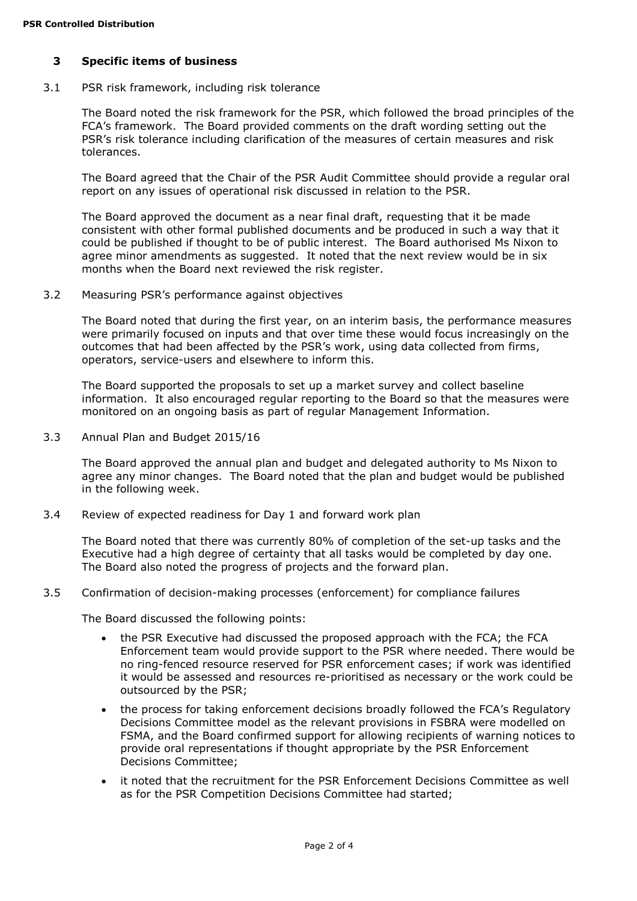## 3 Specific items of business

3.1 PSR risk framework, including risk tolerance

The Board noted the risk framework for the PSR, which followed the broad principles of the FCA's framework. The Board provided comments on the draft wording setting out the PSR's risk tolerance including clarification of the measures of certain measures and risk tolerances.

The Board agreed that the Chair of the PSR Audit Committee should provide a regular oral report on any issues of operational risk discussed in relation to the PSR.

The Board approved the document as a near final draft, requesting that it be made consistent with other formal published documents and be produced in such a way that it could be published if thought to be of public interest. The Board authorised Ms Nixon to agree minor amendments as suggested. It noted that the next review would be in six months when the Board next reviewed the risk register.

3.2 Measuring PSR's performance against objectives

The Board noted that during the first year, on an interim basis, the performance measures were primarily focused on inputs and that over time these would focus increasingly on the outcomes that had been affected by the PSR's work, using data collected from firms, operators, service-users and elsewhere to inform this.

The Board supported the proposals to set up a market survey and collect baseline information. It also encouraged regular reporting to the Board so that the measures were monitored on an ongoing basis as part of regular Management Information.

3.3 Annual Plan and Budget 2015/16

The Board approved the annual plan and budget and delegated authority to Ms Nixon to agree any minor changes. The Board noted that the plan and budget would be published in the following week.

3.4 Review of expected readiness for Day 1 and forward work plan

The Board noted that there was currently 80% of completion of the set-up tasks and the Executive had a high degree of certainty that all tasks would be completed by day one. The Board also noted the progress of projects and the forward plan.

3.5 Confirmation of decision-making processes (enforcement) for compliance failures

The Board discussed the following points:

- the PSR Executive had discussed the proposed approach with the FCA; the FCA Enforcement team would provide support to the PSR where needed. There would be no ring-fenced resource reserved for PSR enforcement cases; if work was identified it would be assessed and resources re-prioritised as necessary or the work could be outsourced by the PSR;
- the process for taking enforcement decisions broadly followed the FCA's Regulatory Decisions Committee model as the relevant provisions in FSBRA were modelled on FSMA, and the Board confirmed support for allowing recipients of warning notices to provide oral representations if thought appropriate by the PSR Enforcement Decisions Committee;
- it noted that the recruitment for the PSR Enforcement Decisions Committee as well as for the PSR Competition Decisions Committee had started;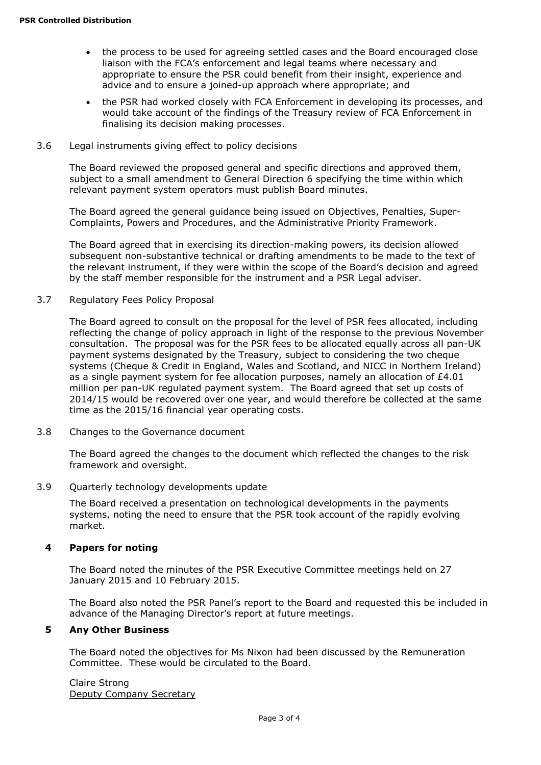- the process to be used for agreeing settled cases and the Board encouraged close liaison with the FCA's enforcement and legal teams where necessary and appropriate to ensure the PSR could benefit from their insight, experience and advice and to ensure a joined-up approach where appropriate; and
- the PSR had worked closely with FCA Enforcement in developing its processes, and would take account of the findings of the Treasury review of FCA Enforcement in finalising its decision making processes.

3.6 Legal instruments giving effect to policy decisions

The Board reviewed the proposed general and specific directions and approved them, subject to a small amendment to General Direction 6 specifying the time within which relevant payment system operators must publish Board minutes.

The Board agreed the general guidance being issued on Objectives, Penalties, Super-Complaints, Powers and Procedures, and the Administrative Priority Framework.

The Board agreed that in exercising its direction-making powers, its decision allowed subsequent non-substantive technical or drafting amendments to be made to the text of the relevant instrument, if they were within the scope of the Board's decision and agreed by the staff member responsible for the instrument and a PSR Legal adviser.

3.7 Regulatory Fees Policy Proposal

The Board agreed to consult on the proposal for the level of PSR fees allocated, including reflecting the change of policy approach in light of the response to the previous November consultation. The proposal was for the PSR fees to be allocated equally across all pan-UK payment systems designated by the Treasury, subject to considering the two cheque systems (Cheque & Credit in England, Wales and Scotland, and NICC in Northern Ireland) as a single payment system for fee allocation purposes, namely an allocation of £4.01 million per pan-UK regulated payment system. The Board agreed that set up costs of 2014/15 would be recovered over one year, and would therefore be collected at the same time as the 2015/16 financial year operating costs.

3.8 Changes to the Governance document

The Board agreed the changes to the document which reflected the changes to the risk framework and oversight.

3.9 Quarterly technology developments update

The Board received a presentation on technological developments in the payments systems, noting the need to ensure that the PSR took account of the rapidly evolving market.

## 4 Papers for noting

The Board noted the minutes of the PSR Executive Committee meetings held on 27 January 2015 and 10 February 2015.

The Board also noted the PSR Panel's report to the Board and requested this be included in advance of the Managing Director's report at future meetings.

## 5 Any Other Business

The Board noted the objectives for Ms Nixon had been discussed by the Remuneration Committee. These would be circulated to the Board.

Claire Strong
Deputy Company Secretary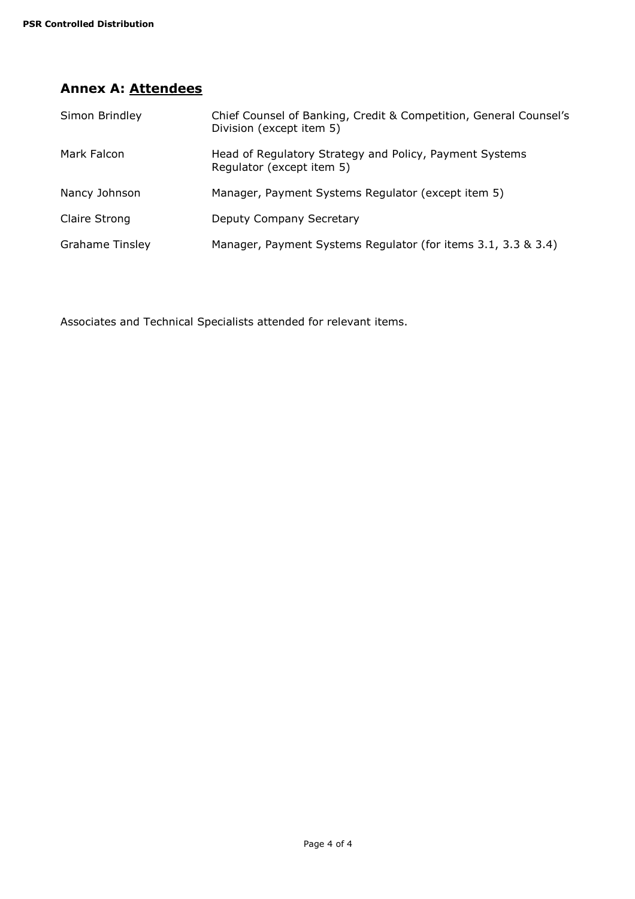## Annex A: Attendees

| | |
|---|---|
| Simon Brindley | Chief Counsel of Banking, Credit & Competition, General Counsel's Division (except item 5) |
| Mark Falcon | Head of Regulatory Strategy and Policy, Payment Systems Regulator (except item 5) |
| Nancy Johnson | Manager, Payment Systems Regulator (except item 5) |
| Claire Strong | Deputy Company Secretary |
| Grahame Tinsley | Manager, Payment Systems Regulator (for items 3.1, 3.3 & 3.4) |

Associates and Technical Specialists attended for relevant items.